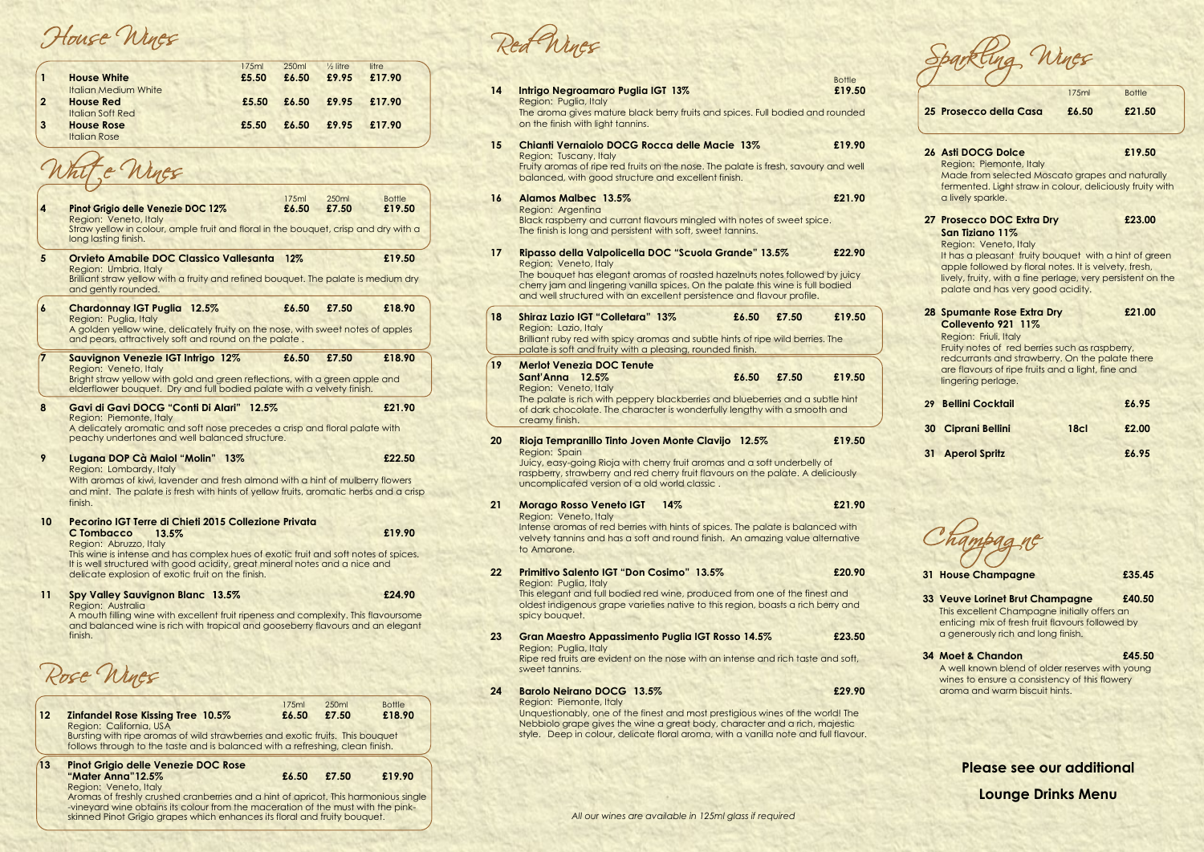## House Wines

| | | 175ml | 250ml | ½ litre | litre |
|---|---|---|---|---|---|
| 1 | **House White** Italian Medium White | £5.50 | £6.50 | £9.95 | £17.90 |
| 2 | **House Red** Italian Soft Red | £5.50 | £6.50 | £9.95 | £17.90 |
| 3 | **House Rose** Italian Rose | £5.50 | £6.50 | £9.95 | £17.90 |

## White Wines

| | | 175ml | 250ml | Bottle |
|---|---|---|---|---|
| 4 | **Pinot Grigio delle Venezie DOC 12%** | £6.50 | £7.50 | £19.50 |

Region: Veneto, Italy
Straw yellow in colour, ample fruit and floral in the bouquet, crisp and dry with a long lasting finish.

**5 Orvieto Amabile DOC Classico Vallesanta 12%** — £19.50
Region: Umbria, Italy
Brilliant straw yellow with a fruity and refined bouquet. The palate is medium dry and gently rounded.

**6 Chardonnay IGT Puglia 12.5%** — 175ml £6.50 / 250ml £7.50 / Bottle £18.90
Region: Puglia, Italy
A golden yellow wine, delicately fruity on the nose, with sweet notes of apples and pears, attractively soft and round on the palate .

**7 Sauvignon Venezie IGT Intrigo 12%** — 175ml £6.50 / 250ml £7.50 / Bottle £18.90
Region: Veneto, Italy
Bright straw yellow with gold and green reflections, with a green apple and elderflower bouquet. Dry and full bodied palate with a velvety finish.

**8 Gavi di Gavi DOCG "Conti Di Alari" 12.5%** — £21.90
Region: Piemonte, Italy
A delicately aromatic and soft nose precedes a crisp and floral palate with peachy undertones and well balanced structure.

**9 Lugana DOP Cà Maiol "Molin" 13%** — £22.50
Region: Lombardy, Italy
With aromas of kiwi, lavender and fresh almond with a hint of mulberry flowers and mint. The palate is fresh with hints of yellow fruits, aromatic herbs and a crisp finish.

**10 Pecorino IGT Terre di Chieti 2015 Collezione Privata C Tombacco 13.5%** — £19.90
Region: Abruzzo, Italy
This wine is intense and has complex hues of exotic fruit and soft notes of spices. It is well structured with good acidity, great mineral notes and a nice and delicate explosion of exotic fruit on the finish.

**11 Spy Valley Sauvignon Blanc 13.5%** — £24.90
Region: Australia
A mouth filling wine with excellent fruit ripeness and complexity. This flavoursome and balanced wine is rich with tropical and gooseberry flavours and an elegant finish.

## Rose Wines

| | | 175ml | 250ml | Bottle |
|---|---|---|---|---|
| 12 | **Zinfandel Rose Kissing Tree 10.5%** | £6.50 | £7.50 | £18.90 |
| 13 | **Pinot Grigio delle Venezie DOC Rose "Mater Anna"12.5%** | £6.50 | £7.50 | £19.90 |

**12** Region: California, USA
Bursting with ripe aromas of wild strawberries and exotic fruits. This bouquet follows through to the taste and is balanced with a refreshing, clean finish.

**13** Region: Veneto, Italy
Aromas of freshly crushed cranberries and a hint of apricot. This harmonious single -vineyard wine obtains its colour from the maceration of the must with the pink-skinned Pinot Grigio grapes which enhances its floral and fruity bouquet.

## Red Wines

**14 Intrigo Negroamaro Puglia IGT 13%** — Bottle £19.50
Region: Puglia, Italy
The aroma gives mature black berry fruits and spices. Full bodied and rounded on the finish with light tannins.

**15 Chianti Vernaiolo DOCG Rocca delle Macie 13%** — £19.90
Region: Tuscany, Italy
Fruity aromas of ripe red fruits on the nose. The palate is fresh, savoury and well balanced, with good structure and excellent finish.

**16 Alamos Malbec 13.5%** — £21.90
Region: Argentina
Black raspberry and currant flavours mingled with notes of sweet spice. The finish is long and persistent with soft, sweet tannins.

**17 Ripasso della Valpolicella DOC "Scuola Grande" 13.5%** — £22.90
Region: Veneto, Italy
The bouquet has elegant aromas of roasted hazelnuts notes followed by juicy cherry jam and lingering vanilla spices. On the palate this wine is full bodied and well structured with an excellent persistence and flavour profile.

**18 Shiraz Lazio IGT "Colletara" 13%** — £6.50 / £7.50 / £19.50
Region: Lazio, Italy
Brilliant ruby red with spicy aromas and subtle hints of ripe wild berries. The palate is soft and fruity with a pleasing, rounded finish.

**19 Merlot Venezia DOC Tenute Sant'Anna 12.5%** — £6.50 / £7.50 / £19.50
Region: Veneto, Italy
The palate is rich with peppery blackberries and blueberries and a subtle hint of dark chocolate. The character is wonderfully lengthy with a smooth and creamy finish.

**20 Rioja Tempranillo Tinto Joven Monte Clavijo 12.5%** — £19.50
Region: Spain
Juicy, easy-going Rioja with cherry fruit aromas and a soft underbelly of raspberry, strawberry and red cherry fruit flavours on the palate. A deliciously uncomplicated version of a old world classic .

**21 Morago Rosso Veneto IGT 14%** — £21.90
Region: Veneto, Italy
Intense aromas of red berries with hints of spices. The palate is balanced with velvety tannins and has a soft and round finish. An amazing value alternative to Amarone.

**22 Primitivo Salento IGT "Don Cosimo" 13.5%** — £20.90
Region: Puglia, Italy
This elegant and full bodied red wine, produced from one of the finest and oldest indigenous grape varieties native to this region, boasts a rich berry and spicy bouquet.

**23 Gran Maestro Appassimento Puglia IGT Rosso 14.5%** — £23.50
Region: Puglia, Italy
Ripe red fruits are evident on the nose with an intense and rich taste and soft, sweet tannins.

**24 Barolo Neirano DOCG 13.5%** — £29.90
Region: Piemonte, Italy
Unquestionably, one of the finest and most prestigious wines of the world! The Nebbiolo grape gives the wine a great body, character and a rich, majestic style. Deep in colour, delicate floral aroma, with a vanilla note and full flavour.

*All our wines are available in 125ml glass if required*

## Sparkling Wines

| | | 175ml | Bottle |
|---|---|---|---|
| 25 | **Prosecco della Casa** | £6.50 | £21.50 |

**26 Asti DOCG Dolce** — £19.50
Region: Piemonte, Italy
Made from selected Moscato grapes and naturally fermented. Light straw in colour, deliciously fruity with a lively sparkle.

**27 Prosecco DOC Extra Dry San Tiziano 11%** — £23.00
Region: Veneto, Italy
It has a pleasant fruity bouquet with a hint of green apple followed by floral notes. It is velvety, fresh, lively, fruity, with a fine perlage, very persistent on the palate and has very good acidity.

**28 Spumante Rose Extra Dry Collevento 921 11%** — £21.00
Region: Friuli, Italy
Fruity notes of red berries such as raspberry, redcurrants and strawberry. On the palate there are flavours of ripe fruits and a light, fine and lingering perlage.

| | | | |
|---|---|---|---|
| 29 | **Bellini Cocktail** | | £6.95 |
| 30 | **Ciprani Bellini** | 18cl | £2.00 |
| 31 | **Aperol Spritz** | | £6.95 |

## Champagne

**31 House Champagne** — £35.45

**33 Veuve Lorinet Brut Champagne** — £40.50
This excellent Champagne initially offers an enticing mix of fresh fruit flavours followed by a generously rich and long finish.

**34 Moet & Chandon** — £45.50
A well known blend of older reserves with young wines to ensure a consistency of this flowery aroma and warm biscuit hints.

**Please see our additional Lounge Drinks Menu**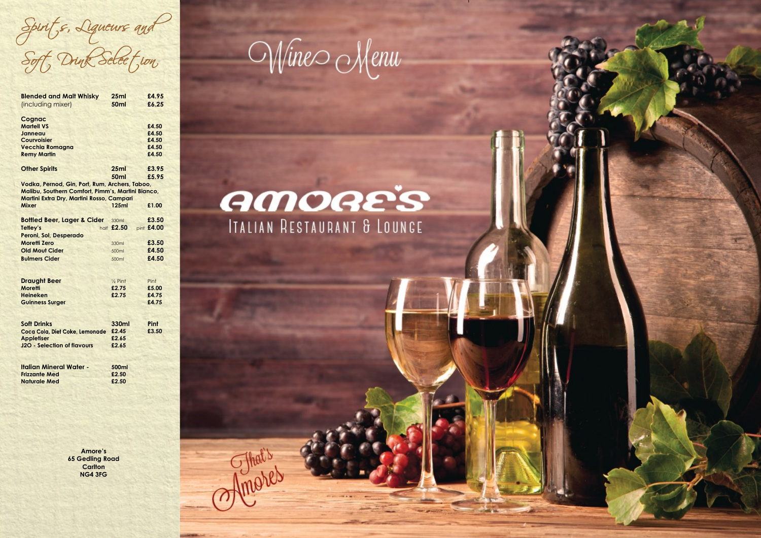# Spirits, Liqueurs and Soft Drink Selection

| | | |
|---|---|---|
| **Blended and Malt Whisky** | 25ml | £4.95 |
| (including mixer) | 50ml | £6.25 |

**Cognac**

| | |
|---|---|
| Martell VS | £4.50 |
| Janneau | £4.50 |
| Courvoisier | £4.50 |
| Vecchia Romagna | £4.50 |
| Remy Martin | £4.50 |

| | | |
|---|---|---|
| **Other Spirits** | 25ml | £3.95 |
| | 50ml | £5.95 |

Vodka, Pernod, Gin, Port, Rum, Archers, Taboo, Malibu, Southern Comfort, Pimm's, Martini Bianco, Martini Extra Dry, Martini Rosso, Campari

| | | |
|---|---|---|
| Mixer | 125ml | £1.00 |

| | | |
|---|---|---|
| **Bottled Beer, Lager & Cider** | 330ml | £3.50 |
| Tetley's | half £2.50 | pint £4.00 |
| Peroni, Sol, Desperado | | |
| Moretti Zero | 330ml | £3.50 |
| Old Mout Cider | 500ml | £4.50 |
| Bulmers Cider | 500ml | £4.50 |

| Draught Beer | ½ Pint | Pint |
|---|---|---|
| Moretti | £2.75 | £5.00 |
| Heineken | £2.75 | £4.75 |
| Guinness Surger | | £4.75 |

| Soft Drinks | 330ml | Pint |
|---|---|---|
| Coca Cola, Diet Coke, Lemonade | £2.45 | £3.50 |
| Appletiser | £2.65 | |
| J2O - Selection of flavours | £2.65 | |

| Italian Mineral Water - | 500ml |
|---|---|
| Frizzante Med | £2.50 |
| Naturale Med | £2.50 |

Amore's
65 Gedling Road
Carlton
NG4 3FG

# Wine Menu

## AMORE'S
ITALIAN RESTAURANT & LOUNGE

That's Amores